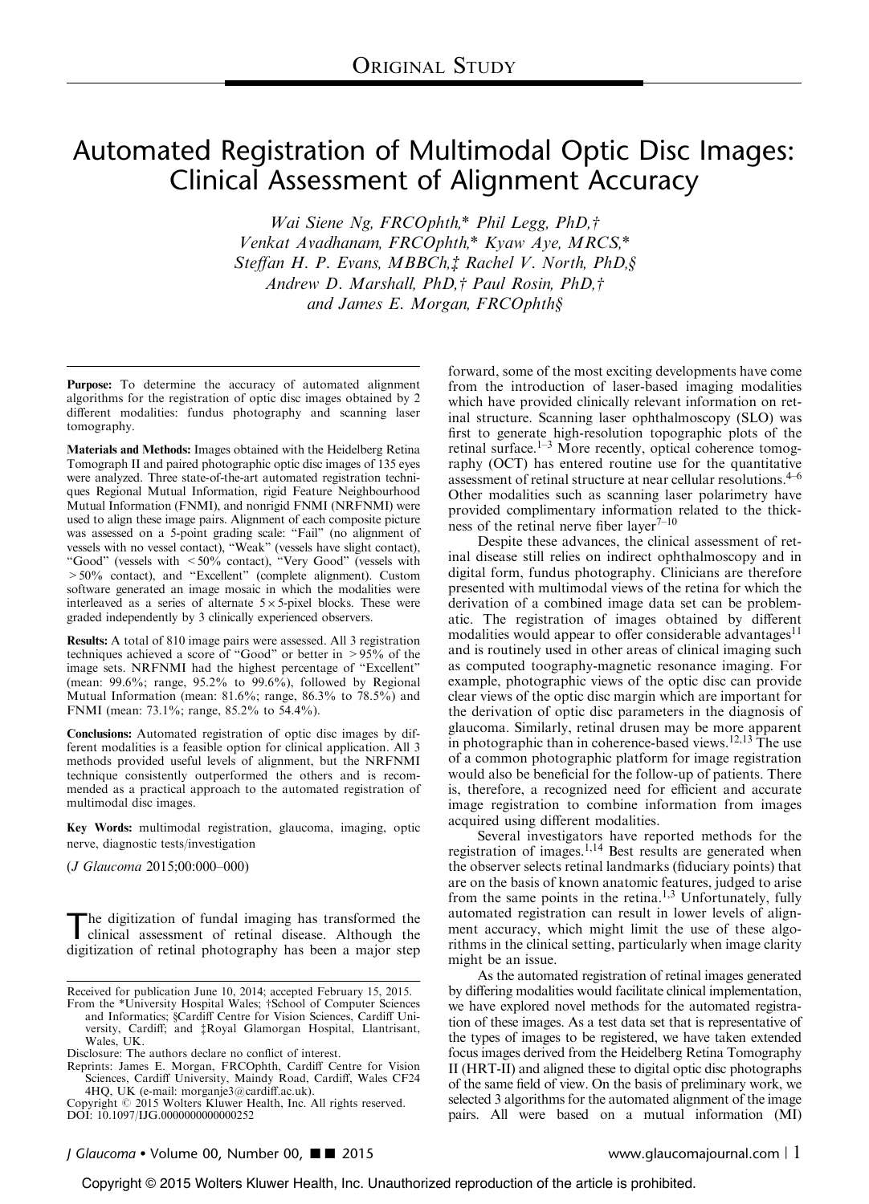ORIGINAL STUDY

# Automated Registration of Multimodal Optic Disc Images: Clinical Assessment of Alignment Accuracy

*Wai Siene Ng, FRCOphth,\* Phil Legg, PhD,† Venkat Avadhanam, FRCOphth,\* Kyaw Aye, MRCS,\* Steffan H. P. Evans, MBBCh,‡ Rachel V. North, PhD,§ Andrew D. Marshall, PhD,† Paul Rosin, PhD,† and James E. Morgan, FRCOphth§*

**Purpose:** To determine the accuracy of automated alignment algorithms for the registration of optic disc images obtained by 2 different modalities: fundus photography and scanning laser tomography.

**Materials and Methods:** Images obtained with the Heidelberg Retina Tomograph II and paired photographic optic disc images of 135 eyes were analyzed. Three state-of-the-art automated registration techniques Regional Mutual Information, rigid Feature Neighbourhood Mutual Information (FNMI), and nonrigid FNMI (NRFNMI) were used to align these image pairs. Alignment of each composite picture was assessed on a 5-point grading scale: "Fail" (no alignment of vessels with no vessel contact), "Weak" (vessels have slight contact), "Good" (vessels with <50% contact), "Very Good" (vessels with >50% contact), and "Excellent" (complete alignment). Custom software generated an image mosaic in which the modalities were interleaved as a series of alternate 5×5-pixel blocks. These were graded independently by 3 clinically experienced observers.

**Results:** A total of 810 image pairs were assessed. All 3 registration techniques achieved a score of "Good" or better in >95% of the image sets. NRFNMI had the highest percentage of "Excellent" (mean: 99.6%; range, 95.2% to 99.6%), followed by Regional Mutual Information (mean: 81.6%; range, 86.3% to 78.5%) and FNMI (mean: 73.1%; range, 85.2% to 54.4%).

**Conclusions:** Automated registration of optic disc images by different modalities is a feasible option for clinical application. All 3 methods provided useful levels of alignment, but the NRFNMI technique consistently outperformed the others and is recommended as a practical approach to the automated registration of multimodal disc images.

**Key Words:** multimodal registration, glaucoma, imaging, optic nerve, diagnostic tests/investigation

(*J Glaucoma* 2015;00:000–000)

The digitization of fundal imaging has transformed the clinical assessment of retinal disease. Although the digitization of retinal photography has been a major step forward, some of the most exciting developments have come from the introduction of laser-based imaging modalities which have provided clinically relevant information on retinal structure. Scanning laser ophthalmoscopy (SLO) was first to generate high-resolution topographic plots of the retinal surface.[1–3] More recently, optical coherence tomography (OCT) has entered routine use for the quantitative assessment of retinal structure at near cellular resolutions.[4–6] Other modalities such as scanning laser polarimetry have provided complimentary information related to the thickness of the retinal nerve fiber layer[7–10]

Despite these advances, the clinical assessment of retinal disease still relies on indirect ophthalmoscopy and in digital form, fundus photography. Clinicians are therefore presented with multimodal views of the retina for which the derivation of a combined image data set can be problematic. The registration of images obtained by different modalities would appear to offer considerable advantages[11] and is routinely used in other areas of clinical imaging such as computed toography-magnetic resonance imaging. For example, photographic views of the optic disc can provide clear views of the optic disc margin which are important for the derivation of optic disc parameters in the diagnosis of glaucoma. Similarly, retinal drusen may be more apparent in photographic than in coherence-based views.[12,13] The use of a common photographic platform for image registration would also be beneficial for the follow-up of patients. There is, therefore, a recognized need for efficient and accurate image registration to combine information from images acquired using different modalities.

Several investigators have reported methods for the registration of images.[1,14] Best results are generated when the observer selects retinal landmarks (fiduciary points) that are on the basis of known anatomic features, judged to arise from the same points in the retina.[1,3] Unfortunately, fully automated registration can result in lower levels of alignment accuracy, which might limit the use of these algorithms in the clinical setting, particularly when image clarity might be an issue.

As the automated registration of retinal images generated by differing modalities would facilitate clinical implementation, we have explored novel methods for the automated registration of these images. As a test data set that is representative of the types of images to be registered, we have taken extended focus images derived from the Heidelberg Retina Tomography II (HRT-II) and aligned these to digital optic disc photographs of the same field of view. On the basis of preliminary work, we selected 3 algorithms for the automated alignment of the image pairs. All were based on a mutual information (MI)

Received for publication June 10, 2014; accepted February 15, 2015.
From the \*University Hospital Wales; †School of Computer Sciences and Informatics; §Cardiff Centre for Vision Sciences, Cardiff University, Cardiff; and ‡Royal Glamorgan Hospital, Llantrisant, Wales, UK.
Disclosure: The authors declare no conflict of interest.
Reprints: James E. Morgan, FRCOphth, Cardiff Centre for Vision Sciences, Cardiff University, Maindy Road, Cardiff, Wales CF24 4HQ, UK (e-mail: morganje3@cardiff.ac.uk).
Copyright © 2015 Wolters Kluwer Health, Inc. All rights reserved.
DOI: 10.1097/IJG.0000000000000252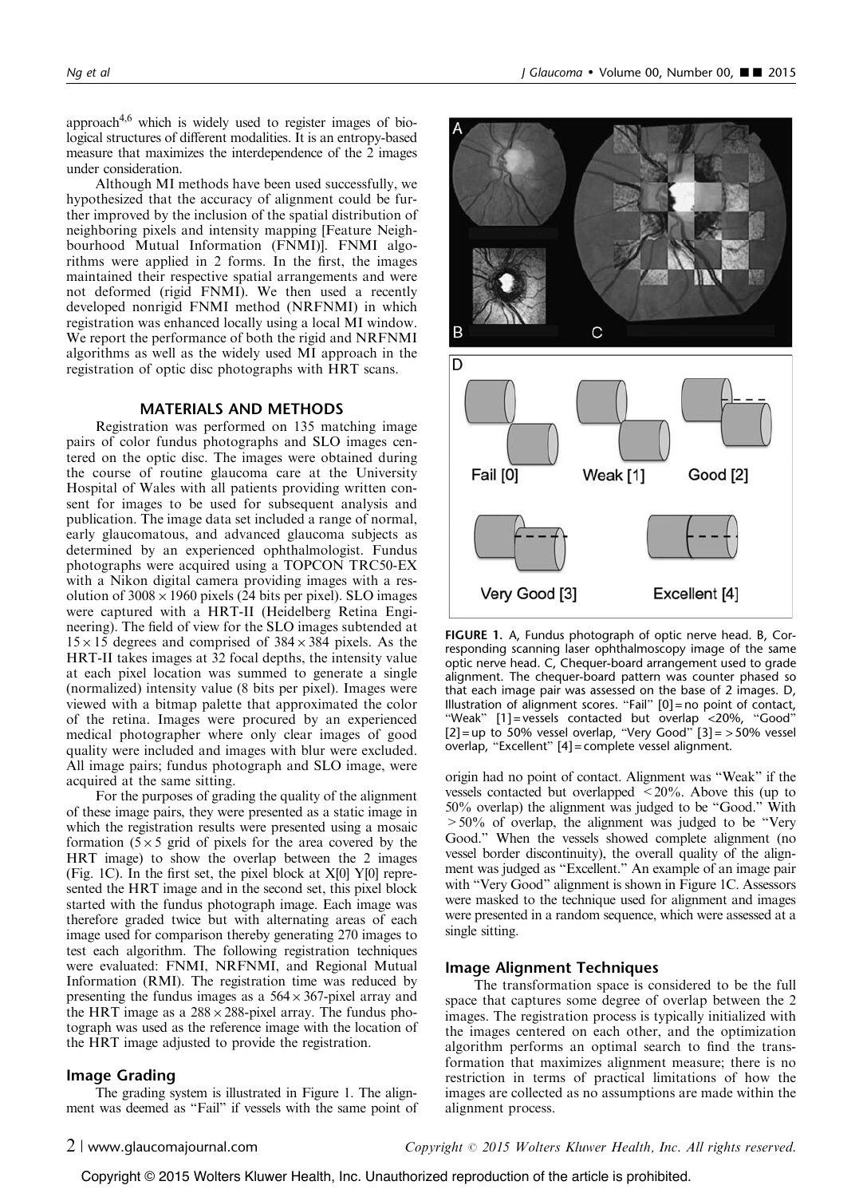approach[4,6] which is widely used to register images of biological structures of different modalities. It is an entropy-based measure that maximizes the interdependence of the 2 images under consideration.

Although MI methods have been used successfully, we hypothesized that the accuracy of alignment could be further improved by the inclusion of the spatial distribution of neighboring pixels and intensity mapping [Feature Neighbourhood Mutual Information (FNMI)]. FNMI algorithms were applied in 2 forms. In the first, the images maintained their respective spatial arrangements and were not deformed (rigid FNMI). We then used a recently developed nonrigid FNMI method (NRFNMI) in which registration was enhanced locally using a local MI window. We report the performance of both the rigid and NRFNMI algorithms as well as the widely used MI approach in the registration of optic disc photographs with HRT scans.

## MATERIALS AND METHODS

Registration was performed on 135 matching image pairs of color fundus photographs and SLO images centered on the optic disc. The images were obtained during the course of routine glaucoma care at the University Hospital of Wales with all patients providing written consent for images to be used for subsequent analysis and publication. The image data set included a range of normal, early glaucomatous, and advanced glaucoma subjects as determined by an experienced ophthalmologist. Fundus photographs were acquired using a TOPCON TRC50-EX with a Nikon digital camera providing images with a resolution of $3008 \times 1960$ pixels (24 bits per pixel). SLO images were captured with a HRT-II (Heidelberg Retina Engineering). The field of view for the SLO images subtended at $15 \times 15$ degrees and comprised of $384 \times 384$ pixels. As the HRT-II takes images at 32 focal depths, the intensity value at each pixel location was summed to generate a single (normalized) intensity value (8 bits per pixel). Images were viewed with a bitmap palette that approximated the color of the retina. Images were procured by an experienced medical photographer where only clear images of good quality were included and images with blur were excluded. All image pairs; fundus photograph and SLO image, were acquired at the same sitting.

For the purposes of grading the quality of the alignment of these image pairs, they were presented as a static image in which the registration results were presented using a mosaic formation ($5 \times 5$ grid of pixels for the area covered by the HRT image) to show the overlap between the 2 images (Fig. 1C). In the first set, the pixel block at X[0] Y[0] represented the HRT image and in the second set, this pixel block started with the fundus photograph image. Each image was therefore graded twice but with alternating areas of each image used for comparison thereby generating 270 images to test each algorithm. The following registration techniques were evaluated: FNMI, NRFNMI, and Regional Mutual Information (RMI). The registration time was reduced by presenting the fundus images as a $564 \times 367$-pixel array and the HRT image as a $288 \times 288$-pixel array. The fundus photograph was used as the reference image with the location of the HRT image adjusted to provide the registration.

### Image Grading

The grading system is illustrated in Figure 1. The alignment was deemed as "Fail" if vessels with the same point of origin had no point of contact. Alignment was "Weak" if the vessels contacted but overlapped <20%. Above this (up to 50% overlap) the alignment was judged to be "Good." With >50% of overlap, the alignment was judged to be "Very Good." When the vessels showed complete alignment (no vessel border discontinuity), the overall quality of the alignment was judged as "Excellent." An example of an image pair with "Very Good" alignment is shown in Figure 1C. Assessors were masked to the technique used for alignment and images were presented in a random sequence, which were assessed at a single sitting.

FIGURE 1. A, Fundus photograph of optic nerve head. B, Corresponding scanning laser ophthalmoscopy image of the same optic nerve head. C, Chequer-board arrangement used to grade alignment. The chequer-board pattern was counter phased so that each image pair was assessed on the base of 2 images. D, Illustration of alignment scores. "Fail" [0] = no point of contact, "Weak" [1] = vessels contacted but overlap <20%, "Good" [2] = up to 50% vessel overlap, "Very Good" [3] = >50% vessel overlap, "Excellent" [4] = complete vessel alignment.

### Image Alignment Techniques

The transformation space is considered to be the full space that captures some degree of overlap between the 2 images. The registration process is typically initialized with the images centered on each other, and the optimization algorithm performs an optimal search to find the transformation that maximizes alignment measure; there is no restriction in terms of practical limitations of how the images are collected as no assumptions are made within the alignment process.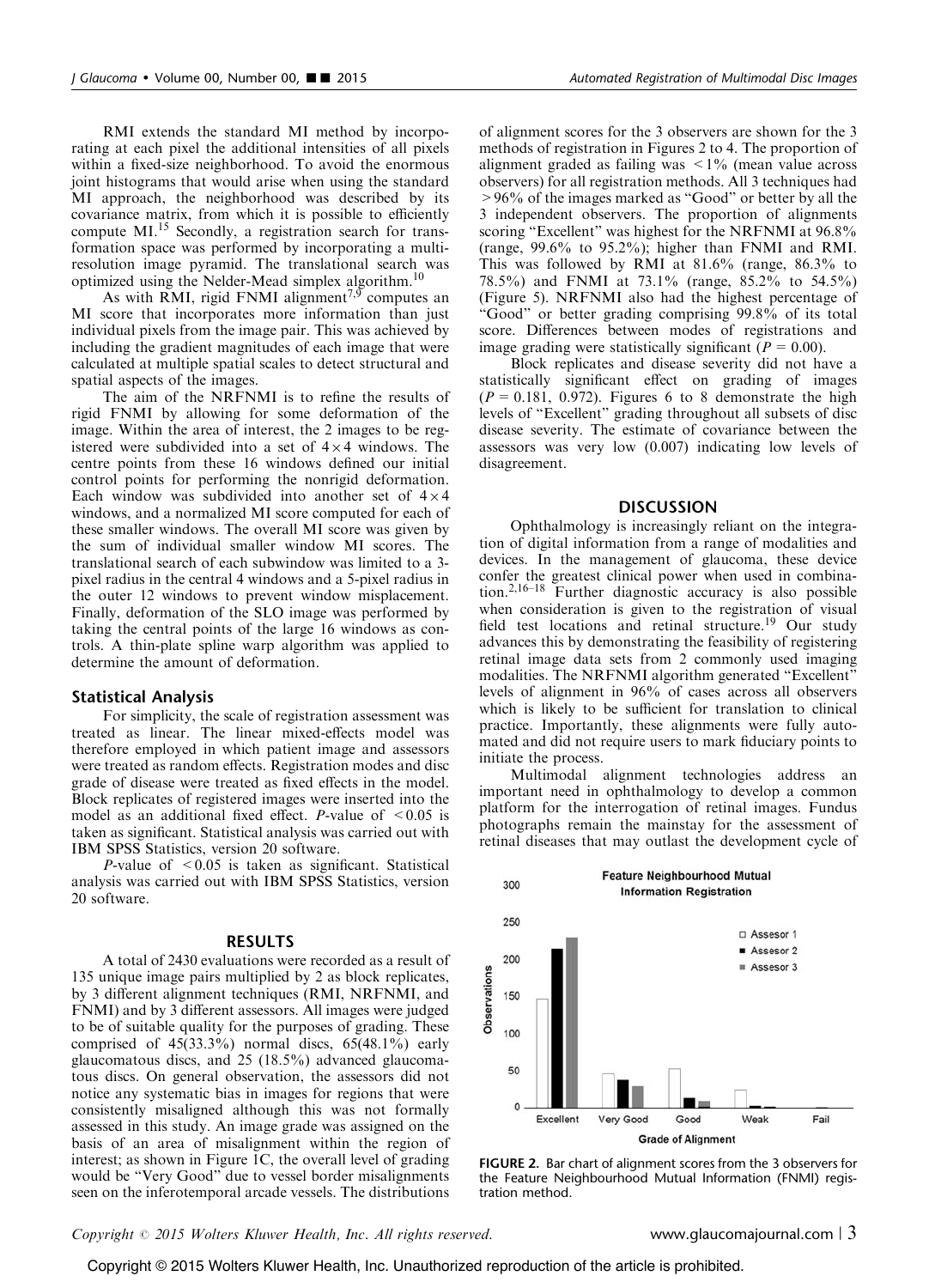RMI extends the standard MI method by incorporating at each pixel the additional intensities of all pixels within a fixed-size neighborhood. To avoid the enormous joint histograms that would arise when using the standard MI approach, the neighborhood was described by its covariance matrix, from which it is possible to efficiently compute MI.[15] Secondly, a registration search for transformation space was performed by incorporating a multiresolution image pyramid. The translational search was optimized using the Nelder-Mead simplex algorithm.[10]

As with RMI, rigid FNMI alignment[7,9] computes an MI score that incorporates more information than just individual pixels from the image pair. This was achieved by including the gradient magnitudes of each image that were calculated at multiple spatial scales to detect structural and spatial aspects of the images.

The aim of the NRFNMI is to refine the results of rigid FNMI by allowing for some deformation of the image. Within the area of interest, the 2 images to be registered were subdivided into a set of $4\times4$ windows. The centre points from these 16 windows defined our initial control points for performing the nonrigid deformation. Each window was subdivided into another set of $4\times4$ windows, and a normalized MI score computed for each of these smaller windows. The overall MI score was given by the sum of individual smaller window MI scores. The translational search of each subwindow was limited to a 3-pixel radius in the central 4 windows and a 5-pixel radius in the outer 12 windows to prevent window misplacement. Finally, deformation of the SLO image was performed by taking the central points of the large 16 windows as controls. A thin-plate spline warp algorithm was applied to determine the amount of deformation.

### Statistical Analysis

For simplicity, the scale of registration assessment was treated as linear. The linear mixed-effects model was therefore employed in which patient image and assessors were treated as random effects. Registration modes and disc grade of disease were treated as fixed effects in the model. Block replicates of registered images were inserted into the model as an additional fixed effect. $P$-value of $<0.05$ is taken as significant. Statistical analysis was carried out with IBM SPSS Statistics, version 20 software.

$P$-value of $<0.05$ is taken as significant. Statistical analysis was carried out with IBM SPSS Statistics, version 20 software.

## RESULTS

A total of 2430 evaluations were recorded as a result of 135 unique image pairs multiplied by 2 as block replicates, by 3 different alignment techniques (RMI, NRFNMI, and FNMI) and by 3 different assessors. All images were judged to be of suitable quality for the purposes of grading. These comprised of 45(33.3%) normal discs, 65(48.1%) early glaucomatous discs, and 25 (18.5%) advanced glaucomatous discs. On general observation, the assessors did not notice any systematic bias in images for regions that were consistently misaligned although this was not formally assessed in this study. An image grade was assigned on the basis of an area of misalignment within the region of interest; as shown in Figure 1C, the overall level of grading would be "Very Good" due to vessel border misalignments seen on the inferotemporal arcade vessels. The distributions of alignment scores for the 3 observers are shown for the 3 methods of registration in Figures 2 to 4. The proportion of alignment graded as failing was $<1\%$ (mean value across observers) for all registration methods. All 3 techniques had $>96\%$ of the images marked as "Good" or better by all the 3 independent observers. The proportion of alignments scoring "Excellent" was highest for the NRFNMI at 96.8% (range, 99.6% to 95.2%); higher than FNMI and RMI. This was followed by RMI at 81.6% (range, 86.3% to 78.5%) and FNMI at 73.1% (range, 85.2% to 54.5%) (Figure 5). NRFNMI also had the highest percentage of "Good" or better grading comprising 99.8% of its total score. Differences between modes of registrations and image grading were statistically significant ($P=0.00$).

Block replicates and disease severity did not have a statistically significant effect on grading of images ($P=0.181$, 0.972). Figures 6 to 8 demonstrate the high levels of "Excellent" grading throughout all subsets of disc disease severity. The estimate of covariance between the assessors was very low (0.007) indicating low levels of disagreement.

## DISCUSSION

Ophthalmology is increasingly reliant on the integration of digital information from a range of modalities and devices. In the management of glaucoma, these device confer the greatest clinical power when used in combination.[2,16–18] Further diagnostic accuracy is also possible when consideration is given to the registration of visual field test locations and retinal structure.[19] Our study advances this by demonstrating the feasibility of registering retinal image data sets from 2 commonly used imaging modalities. The NRFNMI algorithm generated "Excellent" levels of alignment in 96% of cases across all observers which is likely to be sufficient for translation to clinical practice. Importantly, these alignments were fully automated and did not require users to mark fiduciary points to initiate the process.

Multimodal alignment technologies address an important need in ophthalmology to develop a common platform for the interrogation of retinal images. Fundus photographs remain the mainstay for the assessment of retinal diseases that may outlast the development cycle of

**FIGURE 2.** Bar chart of alignment scores from the 3 observers for the Feature Neighbourhood Mutual Information (FNMI) registration method.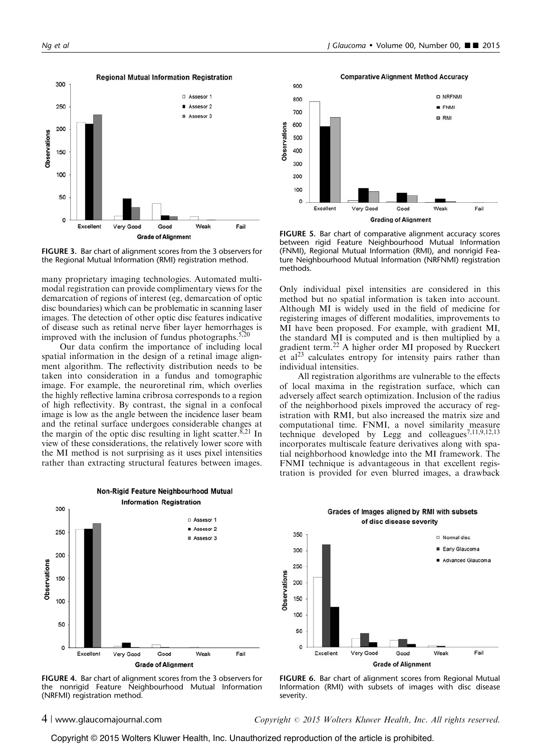FIGURE 3. Bar chart of alignment scores from the 3 observers for the Regional Mutual Information (RMI) registration method.

FIGURE 5. Bar chart of comparative alignment accuracy scores between rigid Feature Neighbourhood Mutual Information (FNMI), Regional Mutual Information (RMI), and nonrigid Feature Neighbourhood Mutual Information (NRFNMI) registration methods.

many proprietary imaging technologies. Automated multimodal registration can provide complimentary views for the demarcation of regions of interest (eg, demarcation of optic disc boundaries) which can be problematic in scanning laser images. The detection of other optic disc features indicative of disease such as retinal nerve fiber layer hemorrhages is improved with the inclusion of fundus photographs.[5,20]

Our data confirm the importance of including local spatial information in the design of a retinal image alignment algorithm. The reflectivity distribution needs to be taken into consideration in a fundus and tomographic image. For example, the neuroretinal rim, which overlies the highly reflective lamina cribrosa corresponds to a region of high reflectivity. By contrast, the signal in a confocal image is low as the angle between the incidence laser beam and the retinal surface undergoes considerable changes at the margin of the optic disc resulting in light scatter.[8,21] In view of these considerations, the relatively lower score with the MI method is not surprising as it uses pixel intensities rather than extracting structural features between images. Only individual pixel intensities are considered in this method but no spatial information is taken into account. Although MI is widely used in the field of medicine for registering images of different modalities, improvements to MI have been proposed. For example, with gradient MI, the standard MI is computed and is then multiplied by a gradient term.[22] A higher order MI proposed by Rueckert et al[23] calculates entropy for intensity pairs rather than individual intensities.

All registration algorithms are vulnerable to the effects of local maxima in the registration surface, which can adversely affect search optimization. Inclusion of the radius of the neighborhood pixels improved the accuracy of registration with RMI, but also increased the matrix size and computational time. FNMI, a novel similarity measure technique developed by Legg and colleagues[7,11,9,12,13] incorporates multiscale feature derivatives along with spatial neighborhood knowledge into the MI framework. The FNMI technique is advantageous in that excellent registration is provided for even blurred images, a drawback

FIGURE 4. Bar chart of alignment scores from the 3 observers for the nonrigid Feature Neighbourhood Mutual Information (NRFMI) registration method.

FIGURE 6. Bar chart of alignment scores from Regional Mutual Information (RMI) with subsets of images with disc disease severity.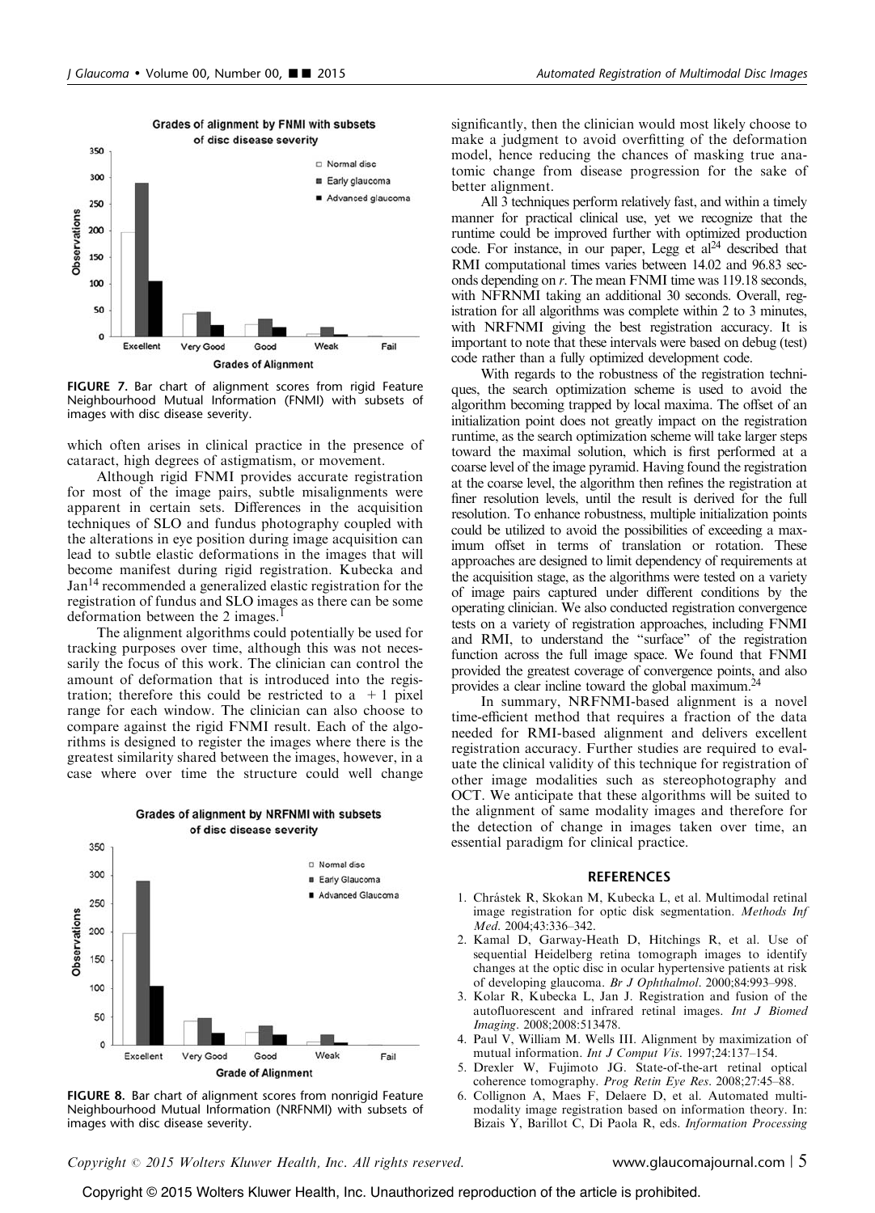Grades of alignment by FNMI with subsets of disc disease severity

350
300
250
200
150
100
50
0

Observations

Normal disc
Early glaucoma
Advanced glaucoma

Excellent
Very Good
Good
Weak
Fail

Grades of Alignment

**FIGURE 7.** Bar chart of alignment scores from rigid Feature Neighbourhood Mutual Information (FNMI) with subsets of images with disc disease severity.

which often arises in clinical practice in the presence of cataract, high degrees of astigmatism, or movement.

Although rigid FNMI provides accurate registration for most of the image pairs, subtle misalignments were apparent in certain sets. Differences in the acquisition techniques of SLO and fundus photography coupled with the alterations in eye position during image acquisition can lead to subtle elastic deformations in the images that will become manifest during rigid registration. Kubecka and Jan[14] recommended a generalized elastic registration for the registration of fundus and SLO images as there can be some deformation between the 2 images.[1]

The alignment algorithms could potentially be used for tracking purposes over time, although this was not necessarily the focus of this work. The clinician can control the amount of deformation that is introduced into the registration; therefore this could be restricted to a $+1$ pixel range for each window. The clinician can also choose to compare against the rigid FNMI result. Each of the algorithms is designed to register the images where there is the greatest similarity shared between the images, however, in a case where over time the structure could well change significantly, then the clinician would most likely choose to make a judgment to avoid overfitting of the deformation model, hence reducing the chances of masking true anatomic change from disease progression for the sake of better alignment.

All 3 techniques perform relatively fast, and within a timely manner for practical clinical use, yet we recognize that the runtime could be improved further with optimized production code. For instance, in our paper, Legg et al[24] described that RMI computational times varies between 14.02 and 96.83 seconds depending on *r*. The mean FNMI time was 119.18 seconds, with NFRNMI taking an additional 30 seconds. Overall, registration for all algorithms was complete within 2 to 3 minutes, with NRFNMI giving the best registration accuracy. It is important to note that these intervals were based on debug (test) code rather than a fully optimized development code.

With regards to the robustness of the registration techniques, the search optimization scheme is used to avoid the algorithm becoming trapped by local maxima. The offset of an initialization point does not greatly impact on the registration runtime, as the search optimization scheme will take larger steps toward the maximal solution, which is first performed at a coarse level of the image pyramid. Having found the registration at the coarse level, the algorithm then refines the registration at finer resolution levels, until the result is derived for the full resolution. To enhance robustness, multiple initialization points could be utilized to avoid the possibilities of exceeding a maximum offset in terms of translation or rotation. These approaches are designed to limit dependency of requirements at the acquisition stage, as the algorithms were tested on a variety of image pairs captured under different conditions by the operating clinician. We also conducted registration convergence tests on a variety of registration approaches, including FNMI and RMI, to understand the "surface" of the registration function across the full image space. We found that FNMI provided the greatest coverage of convergence points, and also provides a clear incline toward the global maximum.[24]

In summary, NRFNMI-based alignment is a novel time-efficient method that requires a fraction of the data needed for RMI-based alignment and delivers excellent registration accuracy. Further studies are required to evaluate the clinical validity of this technique for registration of other image modalities such as stereophotography and OCT. We anticipate that these algorithms will be suited to the alignment of same modality images and therefore for the detection of change in images taken over time, an essential paradigm for clinical practice.

Grades of alignment by NRFNMI with subsets of disc disease severity

350
300
250
200
150
100
50
0

Observations

Normal disc
Early Glaucoma
Advanced Glaucoma

Excellent
Very Good
Good
Weak
Fail

Grade of Alignment

**FIGURE 8.** Bar chart of alignment scores from nonrigid Feature Neighbourhood Mutual Information (NRFNMI) with subsets of images with disc disease severity.

## REFERENCES

1. Chrástek R, Skokan M, Kubecka L, et al. Multimodal retinal image registration for optic disk segmentation. *Methods Inf Med*. 2004;43:336–342.
2. Kamal D, Garway-Heath D, Hitchings R, et al. Use of sequential Heidelberg retina tomograph images to identify changes at the optic disc in ocular hypertensive patients at risk of developing glaucoma. *Br J Ophthalmol*. 2000;84:993–998.
3. Kolar R, Kubecka L, Jan J. Registration and fusion of the autofluorescent and infrared retinal images. *Int J Biomed Imaging*. 2008;2008:513478.
4. Paul V, William M. Wells III. Alignment by maximization of mutual information. *Int J Comput Vis*. 1997;24:137–154.
5. Drexler W, Fujimoto JG. State-of-the-art retinal optical coherence tomography. *Prog Retin Eye Res*. 2008;27:45–88.
6. Collignon A, Maes F, Delaere D, et al. Automated multimodality image registration based on information theory. In: Bizais Y, Barillot C, Di Paola R, eds. *Information Processing*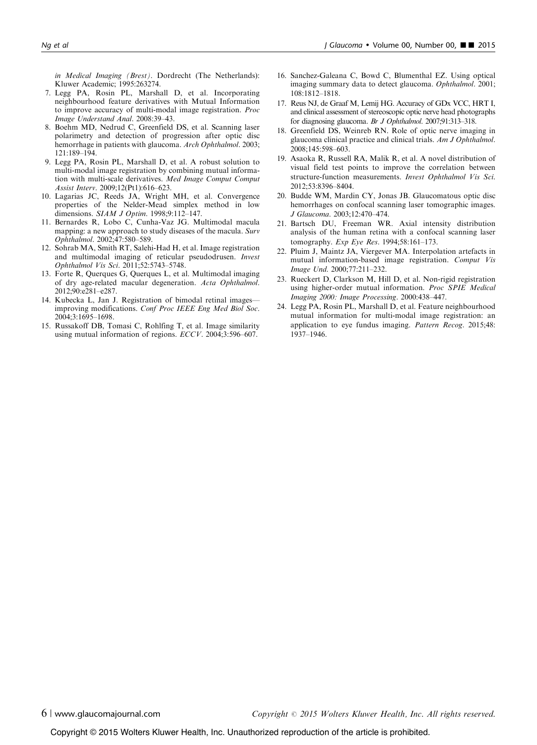*in Medical Imaging (Brest)*. Dordrecht (The Netherlands): Kluwer Academic; 1995:263274.

7. Legg PA, Rosin PL, Marshall D, et al. Incorporating neighbourhood feature derivatives with Mutual Information to improve accuracy of multi-modal image registration. *Proc Image Understand Anal*. 2008:39–43.
8. Boehm MD, Nedrud C, Greenfield DS, et al. Scanning laser polarimetry and detection of progression after optic disc hemorrhage in patients with glaucoma. *Arch Ophthalmol*. 2003; 121:189–194.
9. Legg PA, Rosin PL, Marshall D, et al. A robust solution to multi-modal image registration by combining mutual information with multi-scale derivatives. *Med Image Comput Comput Assist Interv*. 2009;12(Pt1):616–623.
10. Lagarias JC, Reeds JA, Wright MH, et al. Convergence properties of the Nelder-Mead simplex method in low dimensions. *SIAM J Optim*. 1998;9:112–147.
11. Bernardes R, Lobo C, Cunha-Vaz JG. Multimodal macula mapping: a new approach to study diseases of the macula. *Surv Ophthalmol*. 2002;47:580–589.
12. Sohrab MA, Smith RT, Salehi-Had H, et al. Image registration and multimodal imaging of reticular pseudodrusen. *Invest Ophthalmol Vis Sci*. 2011;52:5743–5748.
13. Forte R, Querques G, Querques L, et al. Multimodal imaging of dry age-related macular degeneration. *Acta Ophthalmol*. 2012;90:e281–e287.
14. Kubecka L, Jan J. Registration of bimodal retinal images—improving modifications. *Conf Proc IEEE Eng Med Biol Soc*. 2004;3:1695–1698.
15. Russakoff DB, Tomasi C, Rohlfing T, et al. Image similarity using mutual information of regions. *ECCV*. 2004;3:596–607.
16. Sanchez-Galeana C, Bowd C, Blumenthal EZ. Using optical imaging summary data to detect glaucoma. *Ophthalmol*. 2001; 108:1812–1818.
17. Reus NJ, de Graaf M, Lemij HG. Accuracy of GDx VCC, HRT I, and clinical assessment of stereoscopic optic nerve head photographs for diagnosing glaucoma. *Br J Ophthalmol*. 2007;91:313–318.
18. Greenfield DS, Weinreb RN. Role of optic nerve imaging in glaucoma clinical practice and clinical trials. *Am J Ophthalmol*. 2008;145:598–603.
19. Asaoka R, Russell RA, Malik R, et al. A novel distribution of visual field test points to improve the correlation between structure-function measurements. *Invest Ophthalmol Vis Sci*. 2012;53:8396–8404.
20. Budde WM, Mardin CY, Jonas JB. Glaucomatous optic disc hemorrhages on confocal scanning laser tomographic images. *J Glaucoma*. 2003;12:470–474.
21. Bartsch DU, Freeman WR. Axial intensity distribution analysis of the human retina with a confocal scanning laser tomography. *Exp Eye Res*. 1994;58:161–173.
22. Pluim J, Maintz JA, Viergever MA. Interpolation artefacts in mutual information-based image registration. *Comput Vis Image Und*. 2000;77:211–232.
23. Rueckert D, Clarkson M, Hill D, et al. Non-rigid registration using higher-order mutual information. *Proc SPIE Medical Imaging 2000: Image Processing*. 2000:438–447.
24. Legg PA, Rosin PL, Marshall D, et al. Feature neighbourhood mutual information for multi-modal image registration: an application to eye fundus imaging. *Pattern Recog*. 2015;48: 1937–1946.

Copyright © 2015 Wolters Kluwer Health, Inc. Unauthorized reproduction of the article is prohibited.